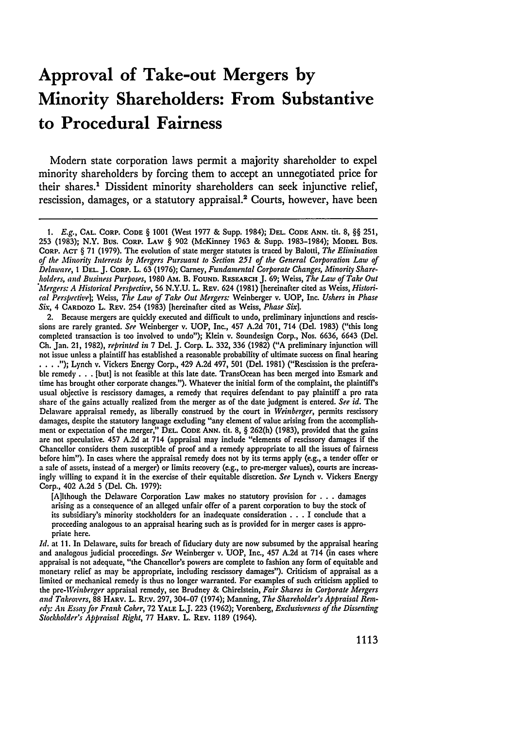# Approval of Take-out Mergers by Minority Shareholders: From Substantive to Procedural Fairness

Modern state corporation laws permit a majority shareholder to expel minority shareholders by forcing them to accept an unnegotiated price for their shares.[1] Dissident minority shareholders can seek injunctive relief, rescission, damages, or a statutory appraisal.[2] Courts, however, have been

---

1. *E.g.*, CAL. CORP. CODE § 1001 (West 1977 & Supp. 1984); DEL. CODE ANN. tit. 8, §§ 251, 253 (1983); N.Y. BUS. CORP. LAW § 902 (McKinney 1963 & Supp. 1983-1984); MODEL BUS. CORP. ACT § 71 (1979). The evolution of state merger statutes is traced by Balotti, *The Elimination of the Minority Interests by Mergers Pursuant to Section 251 of the General Corporation Law of Delaware*, 1 DEL. J. CORP. L. 63 (1976); Carney, *Fundamental Corporate Changes, Minority Shareholders, and Business Purposes*, 1980 AM. B. FOUND. RESEARCH J. 69; Weiss, *The Law of Take Out Mergers: A Historical Perspective*, 56 N.Y.U. L. REV. 624 (1981) [hereinafter cited as Weiss, *Historical Perspective*]; Weiss, *The Law of Take Out Mergers:* Weinberger v. UOP, Inc. *Ushers in Phase Six*, 4 CARDOZO L. REV. 254 (1983) [hereinafter cited as Weiss, *Phase Six*].

2. Because mergers are quickly executed and difficult to undo, preliminary injunctions and rescissions are rarely granted. *See* Weinberger v. UOP, Inc., 457 A.2d 701, 714 (Del. 1983) ("this long completed transaction is too involved to undo"); Klein v. Soundesign Corp., Nos. 6636, 6643 (Del. Ch. Jan. 21, 1982), *reprinted in* 7 Del. J. Corp. L. 332, 336 (1982) ("A preliminary injunction will not issue unless a plaintiff has established a reasonable probability of ultimate success on final hearing . . . ."); Lynch v. Vickers Energy Corp., 429 A.2d 497, 501 (Del. 1981) ("Rescission is the preferable remedy . . . [but] is not feasible at this late date. TransOcean has been merged into Esmark and time has brought other corporate changes."). Whatever the initial form of the complaint, the plaintiff's usual objective is rescissory damages, a remedy that requires defendant to pay plaintiff a pro rata share of the gains actually realized from the merger as of the date judgment is entered. *See id.* The Delaware appraisal remedy, as liberally construed by the court in *Weinberger*, permits rescissory damages, despite the statutory language excluding "any element of value arising from the accomplishment or expectation of the merger," DEL. CODE ANN. tit. 8, § 262(h) (1983), provided that the gains are not speculative. 457 A.2d at 714 (appraisal may include "elements of rescissory damages if the Chancellor considers them susceptible of proof and a remedy appropriate to all the issues of fairness before him"). In cases where the appraisal remedy does not by its terms apply (e.g., a tender offer or a sale of assets, instead of a merger) or limits recovery (e.g., to pre-merger values), courts are increasingly willing to expand it in the exercise of their equitable discretion. *See* Lynch v. Vickers Energy Corp., 402 A.2d 5 (Del. Ch. 1979):

> [A]lthough the Delaware Corporation Law makes no statutory provision for . . . damages arising as a consequence of an alleged unfair offer of a parent corporation to buy the stock of its subsidiary's minority stockholders for an inadequate consideration . . . I conclude that a proceeding analogous to an appraisal hearing such as is provided for in merger cases is appropriate here.

*Id.* at 11. In Delaware, suits for breach of fiduciary duty are now subsumed by the appraisal hearing and analogous judicial proceedings. *See* Weinberger v. UOP, Inc., 457 A.2d at 714 (in cases where appraisal is not adequate, "the Chancellor's powers are complete to fashion any form of equitable and monetary relief as may be appropriate, including rescissory damages"). Criticism of appraisal as a limited or mechanical remedy is thus no longer warranted. For examples of such criticism applied to the pre-*Weinberger* appraisal remedy, see Brudney & Chirelstein, *Fair Shares in Corporate Mergers and Takeovers*, 88 HARV. L. REV. 297, 304-07 (1974); Manning, *The Shareholder's Appraisal Remedy: An Essay for Frank Coker*, 72 YALE L.J. 223 (1962); Vorenberg, *Exclusiveness of the Dissenting Stockholder's Appraisal Right*, 77 HARV. L. REV. 1189 (1964).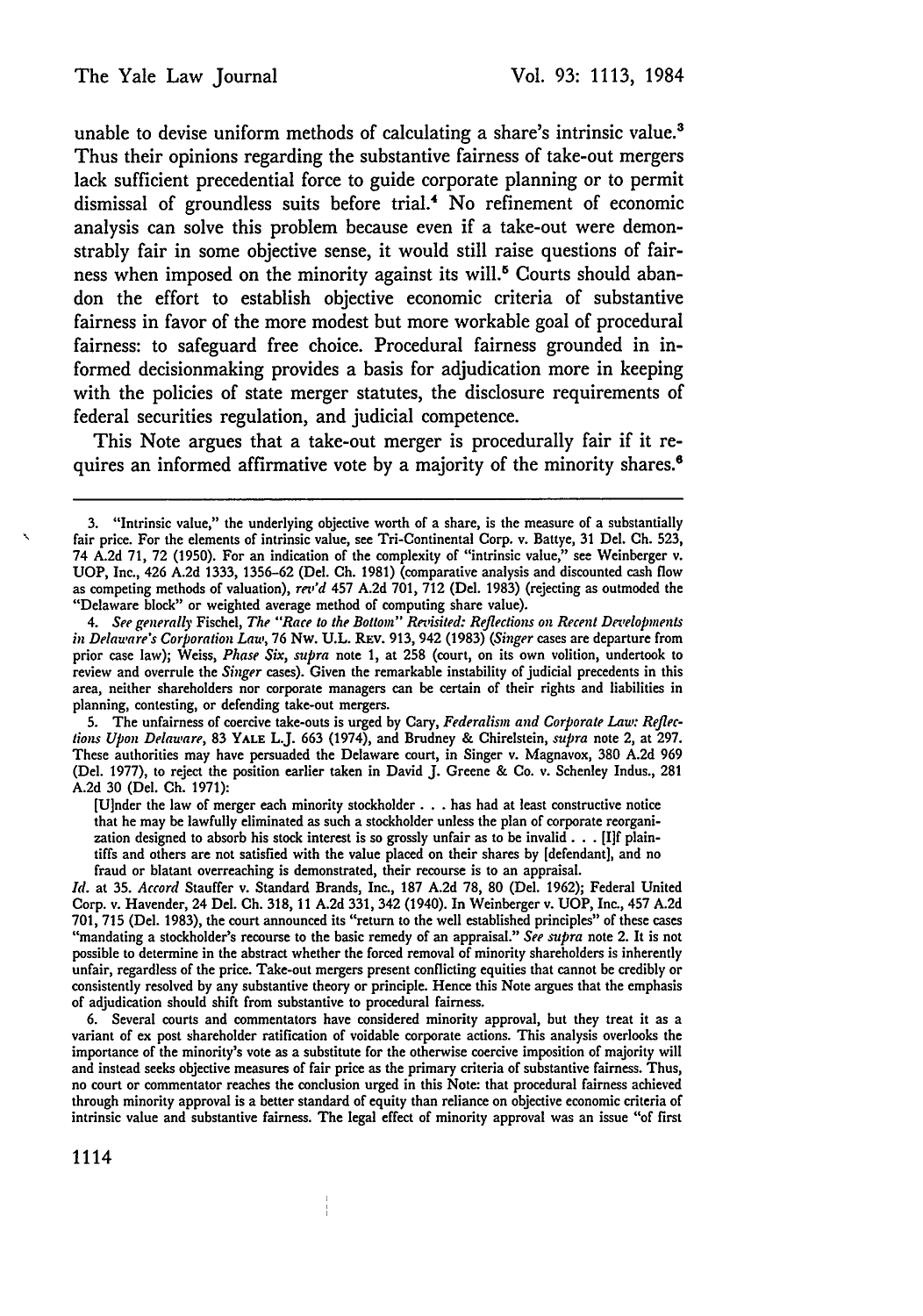unable to devise uniform methods of calculating a share's intrinsic value.[3] Thus their opinions regarding the substantive fairness of take-out mergers lack sufficient precedential force to guide corporate planning or to permit dismissal of groundless suits before trial.[4] No refinement of economic analysis can solve this problem because even if a take-out were demonstrably fair in some objective sense, it would still raise questions of fairness when imposed on the minority against its will.[5] Courts should abandon the effort to establish objective economic criteria of substantive fairness in favor of the more modest but more workable goal of procedural fairness: to safeguard free choice. Procedural fairness grounded in informed decisionmaking provides a basis for adjudication more in keeping with the policies of state merger statutes, the disclosure requirements of federal securities regulation, and judicial competence.

This Note argues that a take-out merger is procedurally fair if it requires an informed affirmative vote by a majority of the minority shares.[6]

---

3. "Intrinsic value," the underlying objective worth of a share, is the measure of a substantially fair price. For the elements of intrinsic value, see Tri-Continental Corp. v. Battye, 31 Del. Ch. 523, 74 A.2d 71, 72 (1950). For an indication of the complexity of "intrinsic value," see Weinberger v. UOP, Inc., 426 A.2d 1333, 1356–62 (Del. Ch. 1981) (comparative analysis and discounted cash flow as competing methods of valuation), *rev'd* 457 A.2d 701, 712 (Del. 1983) (rejecting as outmoded the "Delaware block" or weighted average method of computing share value).

4. *See generally* Fischel, *The "Race to the Bottom" Revisited: Reflections on Recent Developments in Delaware's Corporation Law*, 76 Nw. U.L. Rev. 913, 942 (1983) (*Singer* cases are departure from prior case law); Weiss, *Phase Six*, *supra* note 1, at 258 (court, on its own volition, undertook to review and overrule the *Singer* cases). Given the remarkable instability of judicial precedents in this area, neither shareholders nor corporate managers can be certain of their rights and liabilities in planning, contesting, or defending take-out mergers.

5. The unfairness of coercive take-outs is urged by Cary, *Federalism and Corporate Law: Reflections Upon Delaware*, 83 Yale L.J. 663 (1974), and Brudney & Chirelstein, *supra* note 2, at 297. These authorities may have persuaded the Delaware court, in Singer v. Magnavox, 380 A.2d 969 (Del. 1977), to reject the position earlier taken in David J. Greene & Co. v. Schenley Indus., 281 A.2d 30 (Del. Ch. 1971):

> [U]nder the law of merger each minority stockholder . . . has had at least constructive notice that he may be lawfully eliminated as such a stockholder unless the plan of corporate reorganization designed to absorb his stock interest is so grossly unfair as to be invalid . . . [I]f plaintiffs and others are not satisfied with the value placed on their shares by [defendant], and no fraud or blatant overreaching is demonstrated, their recourse is to an appraisal.

*Id.* at 35. *Accord* Stauffer v. Standard Brands, Inc., 187 A.2d 78, 80 (Del. 1962); Federal United Corp. v. Havender, 24 Del. Ch. 318, 11 A.2d 331, 342 (1940). In Weinberger v. UOP, Inc., 457 A.2d 701, 715 (Del. 1983), the court announced its "return to the well established principles" of these cases "mandating a stockholder's recourse to the basic remedy of an appraisal." *See supra* note 2. It is not possible to determine in the abstract whether the forced removal of minority shareholders is inherently unfair, regardless of the price. Take-out mergers present conflicting equities that cannot be credibly or consistently resolved by any substantive theory or principle. Hence this Note argues that the emphasis of adjudication should shift from substantive to procedural fairness.

6. Several courts and commentators have considered minority approval, but they treat it as a variant of ex post shareholder ratification of voidable corporate actions. This analysis overlooks the importance of the minority's vote as a substitute for the otherwise coercive imposition of majority will and instead seeks objective measures of fair price as the primary criteria of substantive fairness. Thus, no court or commentator reaches the conclusion urged in this Note: that procedural fairness achieved through minority approval is a better standard of equity than reliance on objective economic criteria of intrinsic value and substantive fairness. The legal effect of minority approval was an issue "of first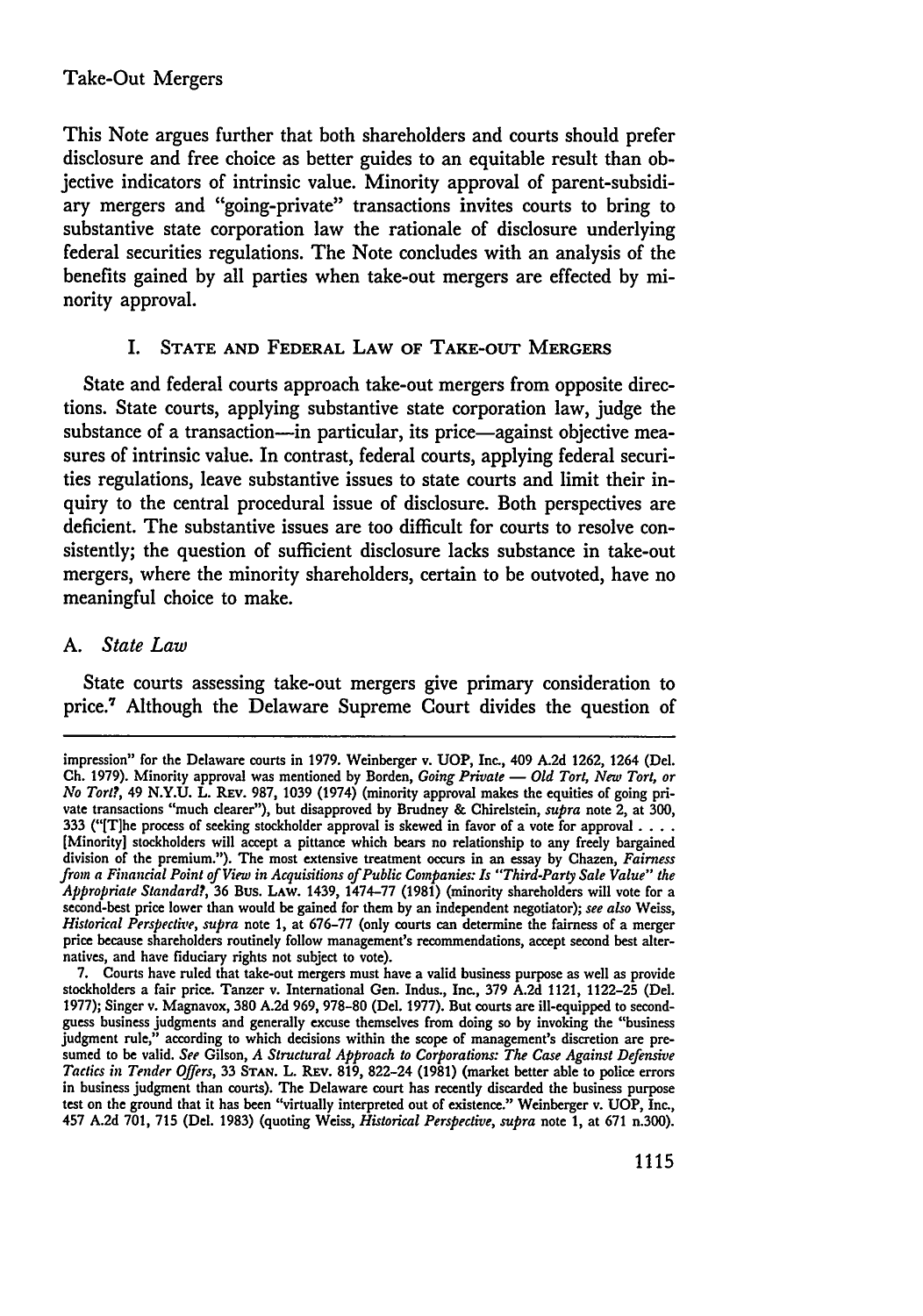This Note argues further that both shareholders and courts should prefer disclosure and free choice as better guides to an equitable result than objective indicators of intrinsic value. Minority approval of parent-subsidiary mergers and "going-private" transactions invites courts to bring to substantive state corporation law the rationale of disclosure underlying federal securities regulations. The Note concludes with an analysis of the benefits gained by all parties when take-out mergers are effected by minority approval.

## I. State and Federal Law of Take-out Mergers

State and federal courts approach take-out mergers from opposite directions. State courts, applying substantive state corporation law, judge the substance of a transaction—in particular, its price—against objective measures of intrinsic value. In contrast, federal courts, applying federal securities regulations, leave substantive issues to state courts and limit their inquiry to the central procedural issue of disclosure. Both perspectives are deficient. The substantive issues are too difficult for courts to resolve consistently; the question of sufficient disclosure lacks substance in take-out mergers, where the minority shareholders, certain to be outvoted, have no meaningful choice to make.

### A. *State Law*

State courts assessing take-out mergers give primary consideration to price.[7] Although the Delaware Supreme Court divides the question of

---

impression" for the Delaware courts in 1979. Weinberger v. UOP, Inc., 409 A.2d 1262, 1264 (Del. Ch. 1979). Minority approval was mentioned by Borden, *Going Private — Old Tort, New Tort, or No Tort?*, 49 N.Y.U. L. Rev. 987, 1039 (1974) (minority approval makes the equities of going private transactions "much clearer"), but disapproved by Brudney & Chirelstein, *supra* note 2, at 300, 333 ("[T]he process of seeking stockholder approval is skewed in favor of a vote for approval . . . . [Minority] stockholders will accept a pittance which bears no relationship to any freely bargained division of the premium."). The most extensive treatment occurs in an essay by Chazen, *Fairness from a Financial Point of View in Acquisitions of Public Companies: Is "Third-Party Sale Value" the Appropriate Standard?*, 36 Bus. Law. 1439, 1474–77 (1981) (minority shareholders will vote for a second-best price lower than would be gained for them by an independent negotiator); *see also* Weiss, *Historical Perspective*, *supra* note 1, at 676–77 (only courts can determine the fairness of a merger price because shareholders routinely follow management's recommendations, accept second best alternatives, and have fiduciary rights not subject to vote).

7. Courts have ruled that take-out mergers must have a valid business purpose as well as provide stockholders a fair price. Tanzer v. International Gen. Indus., Inc., 379 A.2d 1121, 1122–25 (Del. 1977); Singer v. Magnavox, 380 A.2d 969, 978–80 (Del. 1977). But courts are ill-equipped to second-guess business judgments and generally excuse themselves from doing so by invoking the "business judgment rule," according to which decisions within the scope of management's discretion are presumed to be valid. *See* Gilson, *A Structural Approach to Corporations: The Case Against Defensive Tactics in Tender Offers*, 33 Stan. L. Rev. 819, 822–24 (1981) (market better able to police errors in business judgment than courts). The Delaware court has recently discarded the business purpose test on the ground that it has been "virtually interpreted out of existence." Weinberger v. UOP, Inc., 457 A.2d 701, 715 (Del. 1983) (quoting Weiss, *Historical Perspective*, *supra* note 1, at 671 n.300).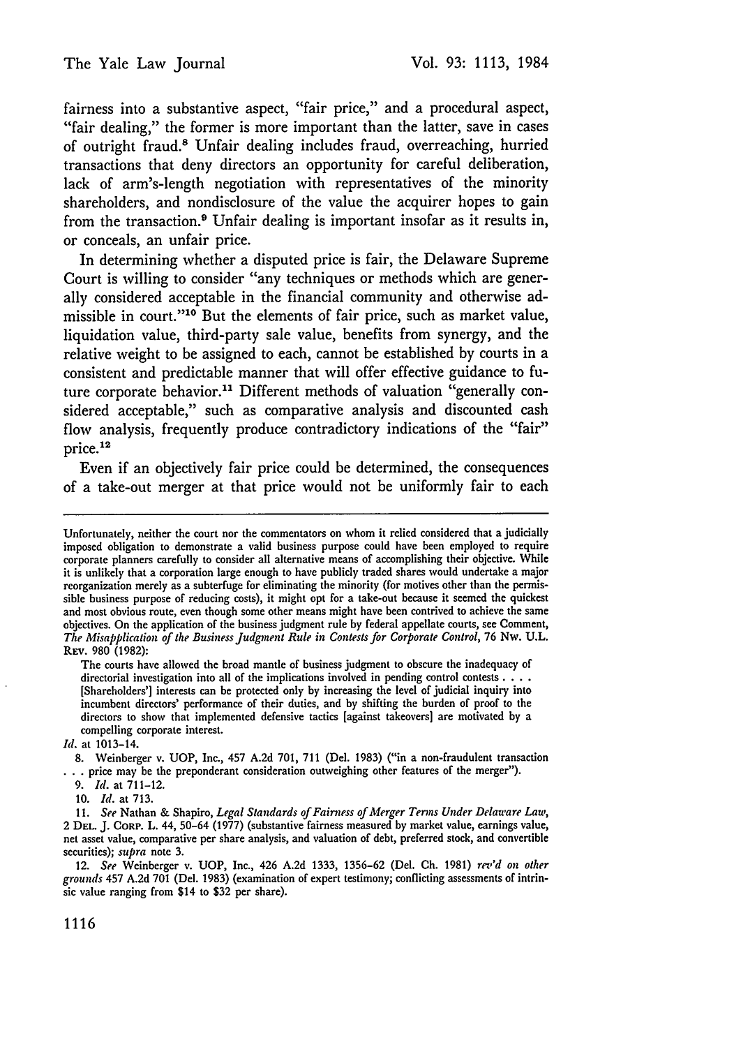fairness into a substantive aspect, "fair price," and a procedural aspect, "fair dealing," the former is more important than the latter, save in cases of outright fraud.[8] Unfair dealing includes fraud, overreaching, hurried transactions that deny directors an opportunity for careful deliberation, lack of arm's-length negotiation with representatives of the minority shareholders, and nondisclosure of the value the acquirer hopes to gain from the transaction.[9] Unfair dealing is important insofar as it results in, or conceals, an unfair price.

In determining whether a disputed price is fair, the Delaware Supreme Court is willing to consider "any techniques or methods which are generally considered acceptable in the financial community and otherwise admissible in court."[10] But the elements of fair price, such as market value, liquidation value, third-party sale value, benefits from synergy, and the relative weight to be assigned to each, cannot be established by courts in a consistent and predictable manner that will offer effective guidance to future corporate behavior.[11] Different methods of valuation "generally considered acceptable," such as comparative analysis and discounted cash flow analysis, frequently produce contradictory indications of the "fair" price.[12]

Even if an objectively fair price could be determined, the consequences of a take-out merger at that price would not be uniformly fair to each

---

Unfortunately, neither the court nor the commentators on whom it relied considered that a judicially imposed obligation to demonstrate a valid business purpose could have been employed to require corporate planners carefully to consider all alternative means of accomplishing their objective. While it is unlikely that a corporation large enough to have publicly traded shares would undertake a major reorganization merely as a subterfuge for eliminating the minority (for motives other than the permissible business purpose of reducing costs), it might opt for a take-out because it seemed the quickest and most obvious route, even though some other means might have been contrived to achieve the same objectives. On the application of the business judgment rule by federal appellate courts, see Comment, *The Misapplication of the Business Judgment Rule in Contests for Corporate Control*, 76 Nw. U.L. Rev. 980 (1982):

> The courts have allowed the broad mantle of business judgment to obscure the inadequacy of directorial investigation into all of the implications involved in pending control contests . . . . [Shareholders'] interests can be protected only by increasing the level of judicial inquiry into incumbent directors' performance of their duties, and by shifting the burden of proof to the directors to show that implemented defensive tactics [against takeovers] are motivated by a compelling corporate interest.

*Id.* at 1013-14.

8. Weinberger v. UOP, Inc., 457 A.2d 701, 711 (Del. 1983) ("in a non-fraudulent transaction . . . price may be the preponderant consideration outweighing other features of the merger").

9. *Id.* at 711-12.

10. *Id.* at 713.

11. *See* Nathan & Shapiro, *Legal Standards of Fairness of Merger Terms Under Delaware Law*, 2 Del. J. Corp. L. 44, 50-64 (1977) (substantive fairness measured by market value, earnings value, net asset value, comparative per share analysis, and valuation of debt, preferred stock, and convertible securities); *supra* note 3.

12. *See* Weinberger v. UOP, Inc., 426 A.2d 1333, 1356-62 (Del. Ch. 1981) *rev'd on other grounds* 457 A.2d 701 (Del. 1983) (examination of expert testimony; conflicting assessments of intrinsic value ranging from $14 to $32 per share).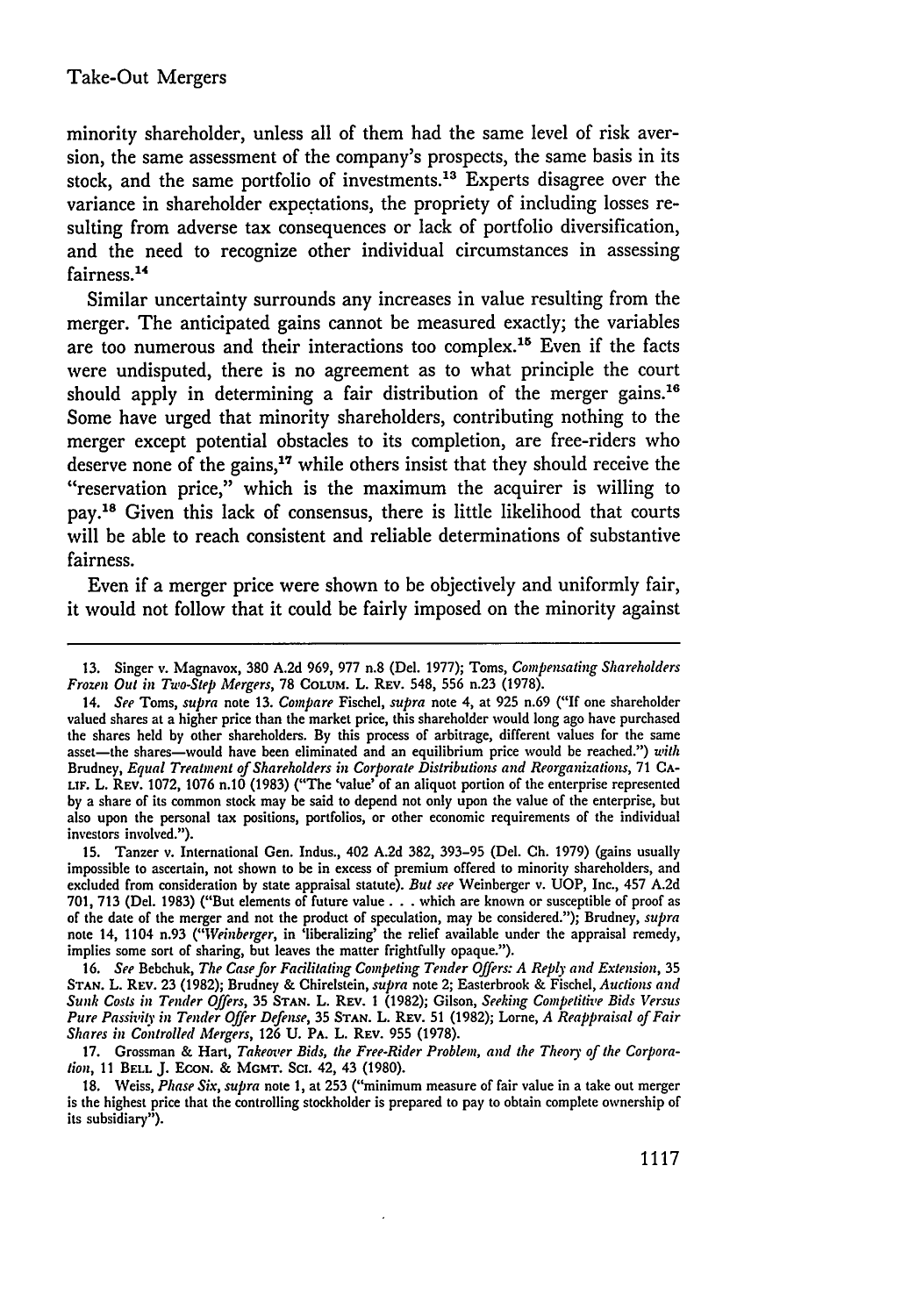minority shareholder, unless all of them had the same level of risk aversion, the same assessment of the company's prospects, the same basis in its stock, and the same portfolio of investments.[13] Experts disagree over the variance in shareholder expectations, the propriety of including losses resulting from adverse tax consequences or lack of portfolio diversification, and the need to recognize other individual circumstances in assessing fairness.[14]

Similar uncertainty surrounds any increases in value resulting from the merger. The anticipated gains cannot be measured exactly; the variables are too numerous and their interactions too complex.[15] Even if the facts were undisputed, there is no agreement as to what principle the court should apply in determining a fair distribution of the merger gains.[16] Some have urged that minority shareholders, contributing nothing to the merger except potential obstacles to its completion, are free-riders who deserve none of the gains,[17] while others insist that they should receive the "reservation price," which is the maximum the acquirer is willing to pay.[18] Given this lack of consensus, there is little likelihood that courts will be able to reach consistent and reliable determinations of substantive fairness.

Even if a merger price were shown to be objectively and uniformly fair, it would not follow that it could be fairly imposed on the minority against

---

13. Singer v. Magnavox, 380 A.2d 969, 977 n.8 (Del. 1977); Toms, *Compensating Shareholders Frozen Out in Two-Step Mergers*, 78 COLUM. L. REV. 548, 556 n.23 (1978).

14. *See* Toms, *supra* note 13. *Compare* Fischel, *supra* note 4, at 925 n.69 ("If one shareholder valued shares at a higher price than the market price, this shareholder would long ago have purchased the shares held by other shareholders. By this process of arbitrage, different values for the same asset—the shares—would have been eliminated and an equilibrium price would be reached.") *with* Brudney, *Equal Treatment of Shareholders in Corporate Distributions and Reorganizations*, 71 CALIF. L. REV. 1072, 1076 n.10 (1983) ("The 'value' of an aliquot portion of the enterprise represented by a share of its common stock may be said to depend not only upon the value of the enterprise, but also upon the personal tax positions, portfolios, or other economic requirements of the individual investors involved.").

15. Tanzer v. International Gen. Indus., 402 A.2d 382, 393–95 (Del. Ch. 1979) (gains usually impossible to ascertain, not shown to be in excess of premium offered to minority shareholders, and excluded from consideration by state appraisal statute). *But see* Weinberger v. UOP, Inc., 457 A.2d 701, 713 (Del. 1983) ("But elements of future value . . . which are known or susceptible of proof as of the date of the merger and not the product of speculation, may be considered."); Brudney, *supra* note 14, 1104 n.93 ("*Weinberger*, in 'liberalizing' the relief available under the appraisal remedy, implies some sort of sharing, but leaves the matter frightfully opaque.").

16. *See* Bebchuk, *The Case for Facilitating Competing Tender Offers: A Reply and Extension*, 35 STAN. L. REV. 23 (1982); Brudney & Chirelstein, *supra* note 2; Easterbrook & Fischel, *Auctions and Sunk Costs in Tender Offers*, 35 STAN. L. REV. 1 (1982); Gilson, *Seeking Competitive Bids Versus Pure Passivity in Tender Offer Defense*, 35 STAN. L. REV. 51 (1982); Lorne, *A Reappraisal of Fair Shares in Controlled Mergers*, 126 U. PA. L. REV. 955 (1978).

17. Grossman & Hart, *Takeover Bids, the Free-Rider Problem, and the Theory of the Corporation*, 11 BELL J. ECON. & MGMT. SCI. 42, 43 (1980).

18. Weiss, *Phase Six*, *supra* note 1, at 253 ("minimum measure of fair value in a take out merger is the highest price that the controlling stockholder is prepared to pay to obtain complete ownership of its subsidiary").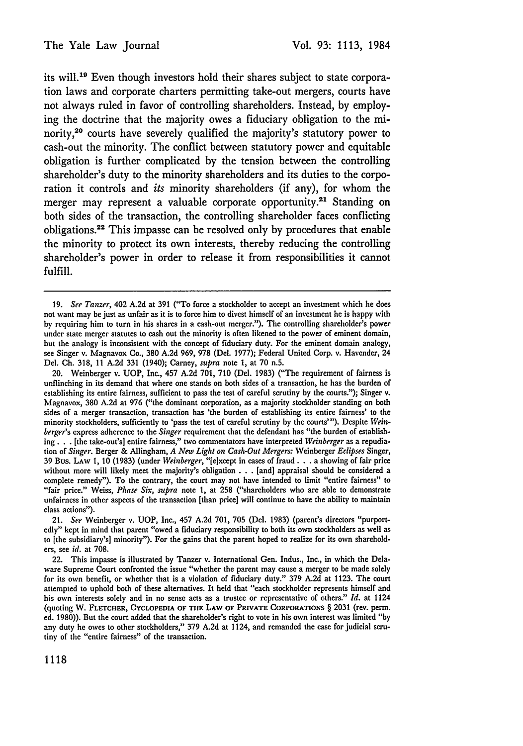its will.[19] Even though investors hold their shares subject to state corporation laws and corporate charters permitting take-out mergers, courts have not always ruled in favor of controlling shareholders. Instead, by employing the doctrine that the majority owes a fiduciary obligation to the minority,[20] courts have severely qualified the majority's statutory power to cash-out the minority. The conflict between statutory power and equitable obligation is further complicated by the tension between the controlling shareholder's duty to the minority shareholders and its duties to the corporation it controls and *its* minority shareholders (if any), for whom the merger may represent a valuable corporate opportunity.[21] Standing on both sides of the transaction, the controlling shareholder faces conflicting obligations.[22] This impasse can be resolved only by procedures that enable the minority to protect its own interests, thereby reducing the controlling shareholder's power in order to release it from responsibilities it cannot fulfill.

---

19. *See Tanzer*, 402 A.2d at 391 ("To force a stockholder to accept an investment which he does not want may be just as unfair as it is to force him to divest himself of an investment he is happy with by requiring him to turn in his shares in a cash-out merger."). The controlling shareholder's power under state merger statutes to cash out the minority is often likened to the power of eminent domain, but the analogy is inconsistent with the concept of fiduciary duty. For the eminent domain analogy, see Singer v. Magnavox Co., 380 A.2d 969, 978 (Del. 1977); Federal United Corp. v. Havender, 24 Del. Ch. 318, 11 A.2d 331 (1940); Carney, *supra* note 1, at 70 n.5.

20. Weinberger v. UOP, Inc., 457 A.2d 701, 710 (Del. 1983) ("The requirement of fairness is unflinching in its demand that where one stands on both sides of a transaction, he has the burden of establishing its entire fairness, sufficient to pass the test of careful scrutiny by the courts."); Singer v. Magnavox, 380 A.2d at 976 ("the dominant corporation, as a majority stockholder standing on both sides of a merger transaction, transaction has 'the burden of establishing its entire fairness' to the minority stockholders, sufficiently to 'pass the test of careful scrutiny by the courts'"). Despite *Weinberger*'s express adherence to the *Singer* requirement that the defendant has "the burden of establishing . . . [the take-out's] entire fairness," two commentators have interpreted *Weinberger* as a repudiation of *Singer*. Berger & Allingham, *A New Light on Cash-Out Mergers:* Weinberger *Eclipses* Singer, 39 Bus. Law 1, 10 (1983) (under *Weinberger*, "[e]xcept in cases of fraud . . . a showing of fair price without more will likely meet the majority's obligation . . . [and] appraisal should be considered a complete remedy"). To the contrary, the court may not have intended to limit "entire fairness" to "fair price." Weiss, *Phase Six, supra* note 1, at 258 ("shareholders who are able to demonstrate unfairness in other aspects of the transaction [than price] will continue to have the ability to maintain class actions").

21. *See* Weinberger v. UOP, Inc., 457 A.2d 701, 705 (Del. 1983) (parent's directors "purportedly" kept in mind that parent "owed a fiduciary responsibility to both its own stockholders as well as to [the subsidiary's] minority"). For the gains that the parent hoped to realize for its own shareholders, see *id.* at 708.

22. This impasse is illustrated by Tanzer v. International Gen. Indus., Inc., in which the Delaware Supreme Court confronted the issue "whether the parent may cause a merger to be made solely for its own benefit, or whether that is a violation of fiduciary duty." 379 A.2d at 1123. The court attempted to uphold both of these alternatives. It held that "each stockholder represents himself and his own interests solely and in no sense acts as a trustee or representative of others." *Id.* at 1124 (quoting W. Fletcher, Cyclopedia of the Law of Private Corporations § 2031 (rev. perm. ed. 1980)). But the court added that the shareholder's right to vote in his own interest was limited "by any duty he owes to other stockholders," 379 A.2d at 1124, and remanded the case for judicial scrutiny of the "entire fairness" of the transaction.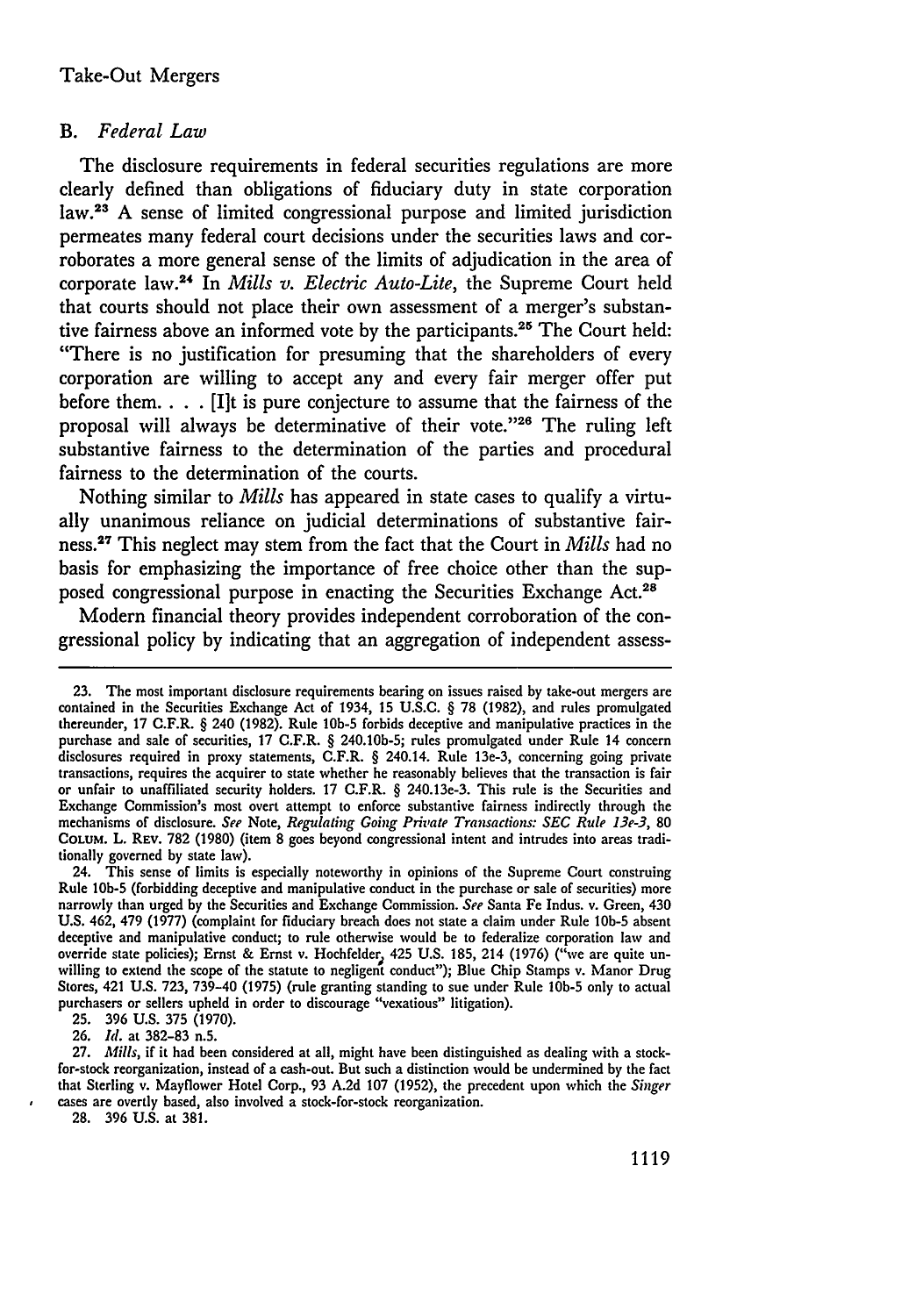### B. *Federal Law*

The disclosure requirements in federal securities regulations are more clearly defined than obligations of fiduciary duty in state corporation law.[23] A sense of limited congressional purpose and limited jurisdiction permeates many federal court decisions under the securities laws and corroborates a more general sense of the limits of adjudication in the area of corporate law.[24] In *Mills v. Electric Auto-Lite*, the Supreme Court held that courts should not place their own assessment of a merger's substantive fairness above an informed vote by the participants.[25] The Court held: "There is no justification for presuming that the shareholders of every corporation are willing to accept any and every fair merger offer put before them. . . . [I]t is pure conjecture to assume that the fairness of the proposal will always be determinative of their vote."[26] The ruling left substantive fairness to the determination of the parties and procedural fairness to the determination of the courts.

Nothing similar to *Mills* has appeared in state cases to qualify a virtually unanimous reliance on judicial determinations of substantive fairness.[27] This neglect may stem from the fact that the Court in *Mills* had no basis for emphasizing the importance of free choice other than the supposed congressional purpose in enacting the Securities Exchange Act.[28]

Modern financial theory provides independent corroboration of the congressional policy by indicating that an aggregation of independent assess-

---

23. The most important disclosure requirements bearing on issues raised by take-out mergers are contained in the Securities Exchange Act of 1934, 15 U.S.C. § 78 (1982), and rules promulgated thereunder, 17 C.F.R. § 240 (1982). Rule 10b-5 forbids deceptive and manipulative practices in the purchase and sale of securities, 17 C.F.R. § 240.10b-5; rules promulgated under Rule 14 concern disclosures required in proxy statements, C.F.R. § 240.14. Rule 13e-3, concerning going private transactions, requires the acquirer to state whether he reasonably believes that the transaction is fair or unfair to unaffiliated security holders. 17 C.F.R. § 240.13e-3. This rule is the Securities and Exchange Commission's most overt attempt to enforce substantive fairness indirectly through the mechanisms of disclosure. *See* Note, *Regulating Going Private Transactions: SEC Rule 13e-3*, 80 COLUM. L. REV. 782 (1980) (item 8 goes beyond congressional intent and intrudes into areas traditionally governed by state law).

24. This sense of limits is especially noteworthy in opinions of the Supreme Court construing Rule 10b-5 (forbidding deceptive and manipulative conduct in the purchase or sale of securities) more narrowly than urged by the Securities and Exchange Commission. *See* Santa Fe Indus. v. Green, 430 U.S. 462, 479 (1977) (complaint for fiduciary breach does not state a claim under Rule 10b-5 absent deceptive and manipulative conduct; to rule otherwise would be to federalize corporation law and override state policies); Ernst & Ernst v. Hochfelder, 425 U.S. 185, 214 (1976) ("we are quite unwilling to extend the scope of the statute to negligent conduct"); Blue Chip Stamps v. Manor Drug Stores, 421 U.S. 723, 739-40 (1975) (rule granting standing to sue under Rule 10b-5 only to actual purchasers or sellers upheld in order to discourage "vexatious" litigation).

25. 396 U.S. 375 (1970).

26. *Id.* at 382-83 n.5.

27. *Mills*, if it had been considered at all, might have been distinguished as dealing with a stock-for-stock reorganization, instead of a cash-out. But such a distinction would be undermined by the fact that Sterling v. Mayflower Hotel Corp., 93 A.2d 107 (1952), the precedent upon which the *Singer* cases are overtly based, also involved a stock-for-stock reorganization.

28. 396 U.S. at 381.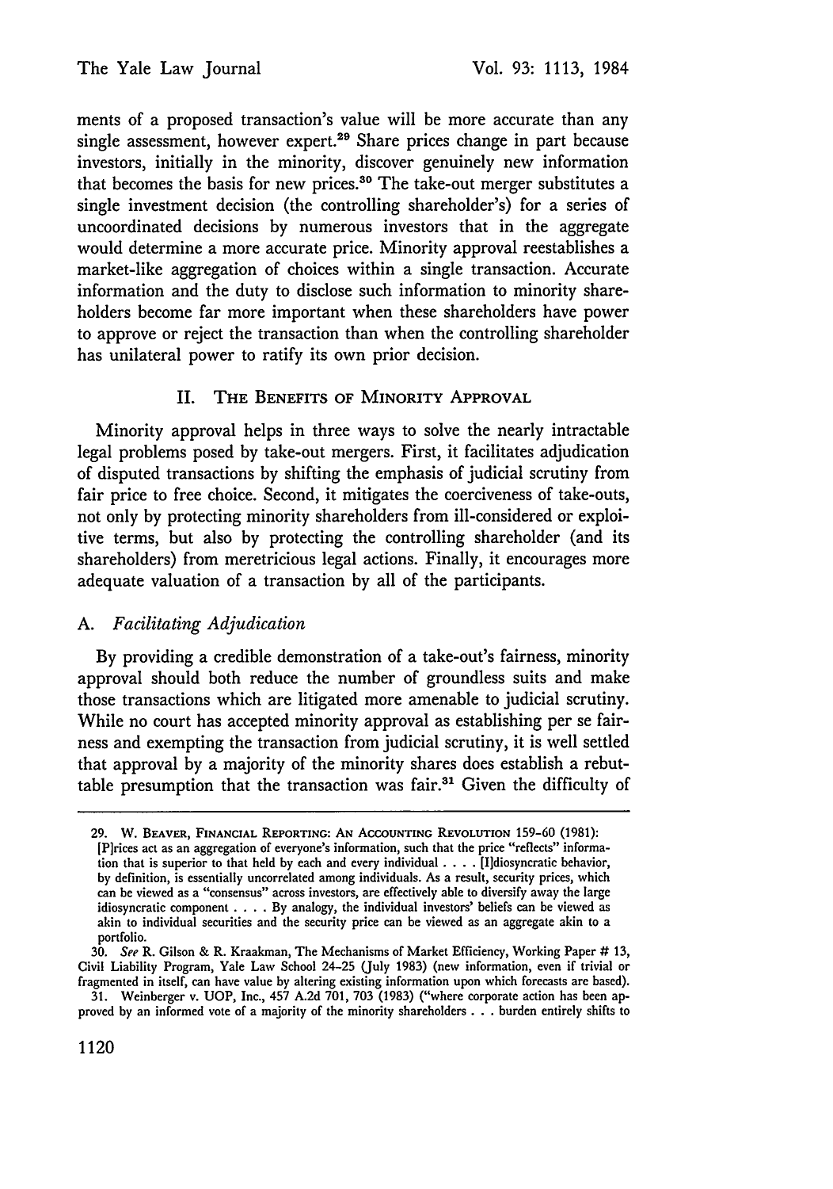ments of a proposed transaction's value will be more accurate than any single assessment, however expert.[29] Share prices change in part because investors, initially in the minority, discover genuinely new information that becomes the basis for new prices.[30] The take-out merger substitutes a single investment decision (the controlling shareholder's) for a series of uncoordinated decisions by numerous investors that in the aggregate would determine a more accurate price. Minority approval reestablishes a market-like aggregation of choices within a single transaction. Accurate information and the duty to disclose such information to minority shareholders become far more important when these shareholders have power to approve or reject the transaction than when the controlling shareholder has unilateral power to ratify its own prior decision.

## II. The Benefits of Minority Approval

Minority approval helps in three ways to solve the nearly intractable legal problems posed by take-out mergers. First, it facilitates adjudication of disputed transactions by shifting the emphasis of judicial scrutiny from fair price to free choice. Second, it mitigates the coerciveness of take-outs, not only by protecting minority shareholders from ill-considered or exploitive terms, but also by protecting the controlling shareholder (and its shareholders) from meretricious legal actions. Finally, it encourages more adequate valuation of a transaction by all of the participants.

### A. *Facilitating Adjudication*

By providing a credible demonstration of a take-out's fairness, minority approval should both reduce the number of groundless suits and make those transactions which are litigated more amenable to judicial scrutiny. While no court has accepted minority approval as establishing per se fairness and exempting the transaction from judicial scrutiny, it is well settled that approval by a majority of the minority shares does establish a rebuttable presumption that the transaction was fair.[31] Given the difficulty of

---

29. W. Beaver, Financial Reporting: An Accounting Revolution 159-60 (1981): [P]rices act as an aggregation of everyone's information, such that the price "reflects" information that is superior to that held by each and every individual . . . . [I]diosyncratic behavior, by definition, is essentially uncorrelated among individuals. As a result, security prices, which can be viewed as a "consensus" across investors, are effectively able to diversify away the large idiosyncratic component . . . . By analogy, the individual investors' beliefs can be viewed as akin to individual securities and the security price can be viewed as an aggregate akin to a portfolio.

30. *See* R. Gilson & R. Kraakman, The Mechanisms of Market Efficiency, Working Paper # 13, Civil Liability Program, Yale Law School 24-25 (July 1983) (new information, even if trivial or fragmented in itself, can have value by altering existing information upon which forecasts are based).

31. Weinberger v. UOP, Inc., 457 A.2d 701, 703 (1983) ("where corporate action has been approved by an informed vote of a majority of the minority shareholders . . . burden entirely shifts to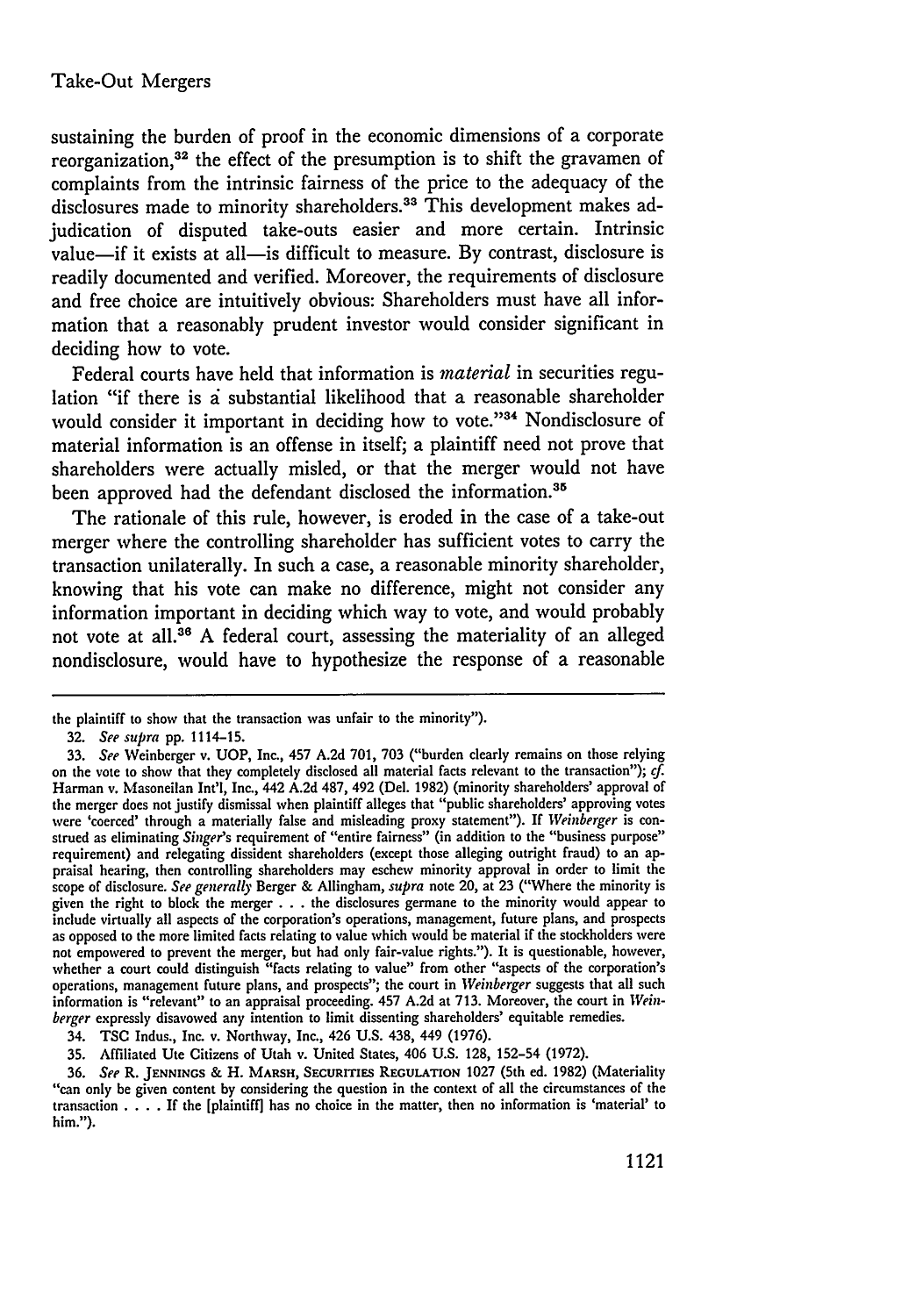sustaining the burden of proof in the economic dimensions of a corporate reorganization,[32] the effect of the presumption is to shift the gravamen of complaints from the intrinsic fairness of the price to the adequacy of the disclosures made to minority shareholders.[33] This development makes adjudication of disputed take-outs easier and more certain. Intrinsic value—if it exists at all—is difficult to measure. By contrast, disclosure is readily documented and verified. Moreover, the requirements of disclosure and free choice are intuitively obvious: Shareholders must have all information that a reasonably prudent investor would consider significant in deciding how to vote.

Federal courts have held that information is *material* in securities regulation "if there is a substantial likelihood that a reasonable shareholder would consider it important in deciding how to vote."[34] Nondisclosure of material information is an offense in itself; a plaintiff need not prove that shareholders were actually misled, or that the merger would not have been approved had the defendant disclosed the information.[35]

The rationale of this rule, however, is eroded in the case of a take-out merger where the controlling shareholder has sufficient votes to carry the transaction unilaterally. In such a case, a reasonable minority shareholder, knowing that his vote can make no difference, might not consider any information important in deciding which way to vote, and would probably not vote at all.[36] A federal court, assessing the materiality of an alleged nondisclosure, would have to hypothesize the response of a reasonable

---

the plaintiff to show that the transaction was unfair to the minority").

32. *See supra* pp. 1114-15.

33. *See* Weinberger v. UOP, Inc., 457 A.2d 701, 703 ("burden clearly remains on those relying on the vote to show that they completely disclosed all material facts relevant to the transaction"); *cf.* Harman v. Masoneilan Int'l, Inc., 442 A.2d 487, 492 (Del. 1982) (minority shareholders' approval of the merger does not justify dismissal when plaintiff alleges that "public shareholders' approving votes were 'coerced' through a materially false and misleading proxy statement"). If *Weinberger* is construed as eliminating *Singer*'s requirement of "entire fairness" (in addition to the "business purpose" requirement) and relegating dissident shareholders (except those alleging outright fraud) to an appraisal hearing, then controlling shareholders may eschew minority approval in order to limit the scope of disclosure. *See generally* Berger & Allingham, *supra* note 20, at 23 ("Where the minority is given the right to block the merger . . . the disclosures germane to the minority would appear to include virtually all aspects of the corporation's operations, management, future plans, and prospects as opposed to the more limited facts relating to value which would be material if the stockholders were not empowered to prevent the merger, but had only fair-value rights."). It is questionable, however, whether a court could distinguish "facts relating to value" from other "aspects of the corporation's operations, management future plans, and prospects"; the court in *Weinberger* suggests that all such information is "relevant" to an appraisal proceeding. 457 A.2d at 713. Moreover, the court in *Weinberger* expressly disavowed any intention to limit dissenting shareholders' equitable remedies.

34. TSC Indus., Inc. v. Northway, Inc., 426 U.S. 438, 449 (1976).

35. Affiliated Ute Citizens of Utah v. United States, 406 U.S. 128, 152-54 (1972).

36. *See* R. JENNINGS & H. MARSH, SECURITIES REGULATION 1027 (5th ed. 1982) (Materiality "can only be given content by considering the question in the context of all the circumstances of the transaction . . . . If the [plaintiff] has no choice in the matter, then no information is 'material' to him.").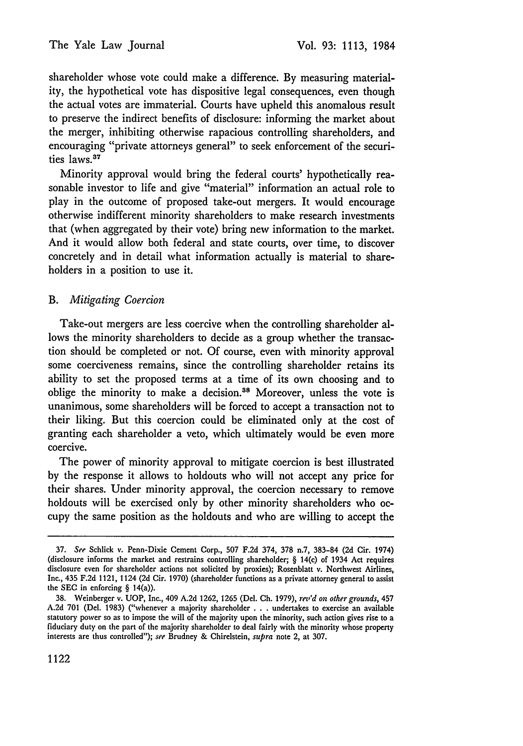shareholder whose vote could make a difference. By measuring materiality, the hypothetical vote has dispositive legal consequences, even though the actual votes are immaterial. Courts have upheld this anomalous result to preserve the indirect benefits of disclosure: informing the market about the merger, inhibiting otherwise rapacious controlling shareholders, and encouraging "private attorneys general" to seek enforcement of the securities laws.[37]

Minority approval would bring the federal courts' hypothetically reasonable investor to life and give "material" information an actual role to play in the outcome of proposed take-out mergers. It would encourage otherwise indifferent minority shareholders to make research investments that (when aggregated by their vote) bring new information to the market. And it would allow both federal and state courts, over time, to discover concretely and in detail what information actually is material to shareholders in a position to use it.

### B. *Mitigating Coercion*

Take-out mergers are less coercive when the controlling shareholder allows the minority shareholders to decide as a group whether the transaction should be completed or not. Of course, even with minority approval some coerciveness remains, since the controlling shareholder retains its ability to set the proposed terms at a time of its own choosing and to oblige the minority to make a decision.[38] Moreover, unless the vote is unanimous, some shareholders will be forced to accept a transaction not to their liking. But this coercion could be eliminated only at the cost of granting each shareholder a veto, which ultimately would be even more coercive.

The power of minority approval to mitigate coercion is best illustrated by the response it allows to holdouts who will not accept any price for their shares. Under minority approval, the coercion necessary to remove holdouts will be exercised only by other minority shareholders who occupy the same position as the holdouts and who are willing to accept the

---

37. *See* Schlick v. Penn-Dixie Cement Corp., 507 F.2d 374, 378 n.7, 383-84 (2d Cir. 1974) (disclosure informs the market and restrains controlling shareholder; § 14(c) of 1934 Act requires disclosure even for shareholder actions not solicited by proxies); Rosenblatt v. Northwest Airlines, Inc., 435 F.2d 1121, 1124 (2d Cir. 1970) (shareholder functions as a private attorney general to assist the SEC in enforcing § 14(a)).

38. Weinberger v. UOP, Inc., 409 A.2d 1262, 1265 (Del. Ch. 1979), *rev'd on other grounds*, 457 A.2d 701 (Del. 1983) ("whenever a majority shareholder . . . undertakes to exercise an available statutory power so as to impose the will of the majority upon the minority, such action gives rise to a fiduciary duty on the part of the majority shareholder to deal fairly with the minority whose property interests are thus controlled"); *see* Brudney & Chirelstein, *supra* note 2, at 307.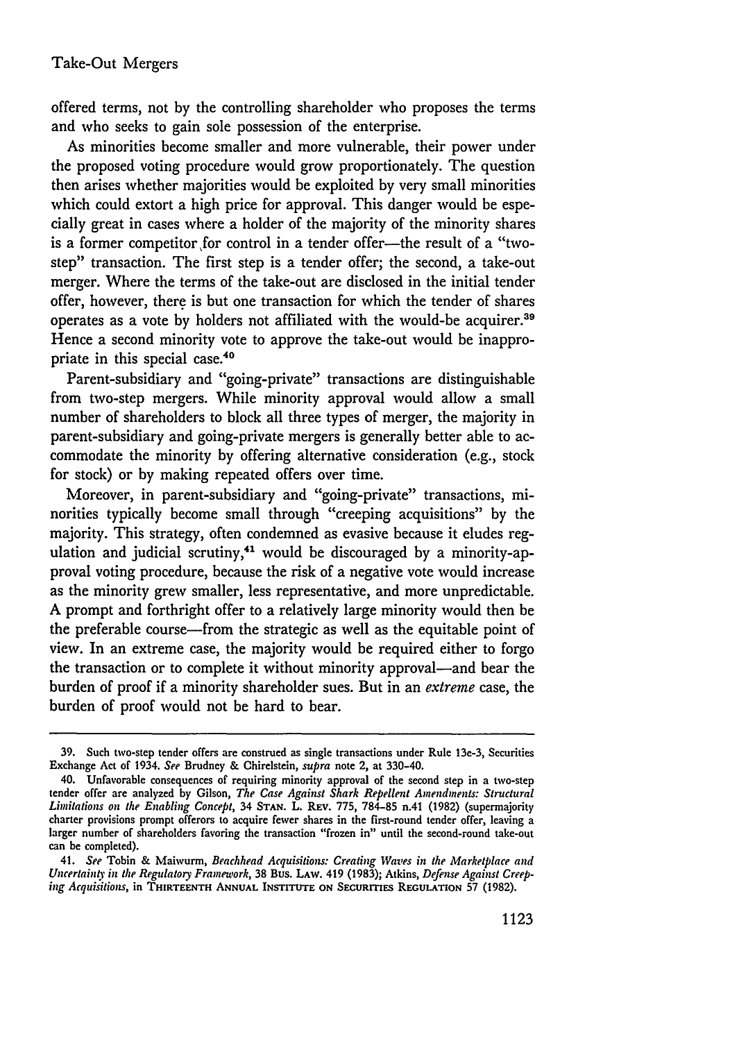offered terms, not by the controlling shareholder who proposes the terms and who seeks to gain sole possession of the enterprise.

As minorities become smaller and more vulnerable, their power under the proposed voting procedure would grow proportionately. The question then arises whether majorities would be exploited by very small minorities which could extort a high price for approval. This danger would be especially great in cases where a holder of the majority of the minority shares is a former competitor for control in a tender offer—the result of a "two-step" transaction. The first step is a tender offer; the second, a take-out merger. Where the terms of the take-out are disclosed in the initial tender offer, however, there is but one transaction for which the tender of shares operates as a vote by holders not affiliated with the would-be acquirer.[39] Hence a second minority vote to approve the take-out would be inappropriate in this special case.[40]

Parent-subsidiary and "going-private" transactions are distinguishable from two-step mergers. While minority approval would allow a small number of shareholders to block all three types of merger, the majority in parent-subsidiary and going-private mergers is generally better able to accommodate the minority by offering alternative consideration (e.g., stock for stock) or by making repeated offers over time.

Moreover, in parent-subsidiary and "going-private" transactions, minorities typically become small through "creeping acquisitions" by the majority. This strategy, often condemned as evasive because it eludes regulation and judicial scrutiny,[41] would be discouraged by a minority-approval voting procedure, because the risk of a negative vote would increase as the minority grew smaller, less representative, and more unpredictable. A prompt and forthright offer to a relatively large minority would then be the preferable course—from the strategic as well as the equitable point of view. In an extreme case, the majority would be required either to forgo the transaction or to complete it without minority approval—and bear the burden of proof if a minority shareholder sues. But in an *extreme* case, the burden of proof would not be hard to bear.

---

39. Such two-step tender offers are construed as single transactions under Rule 13e-3, Securities Exchange Act of 1934. *See* Brudney & Chirelstein, *supra* note 2, at 330–40.

40. Unfavorable consequences of requiring minority approval of the second step in a two-step tender offer are analyzed by Gilson, *The Case Against Shark Repellent Amendments: Structural Limitations on the Enabling Concept*, 34 STAN. L. REV. 775, 784–85 n.41 (1982) (supermajority charter provisions prompt offerors to acquire fewer shares in the first-round tender offer, leaving a larger number of shareholders favoring the transaction "frozen in" until the second-round take-out can be completed).

41. *See* Tobin & Maiwurm, *Beachhead Acquisitions: Creating Waves in the Marketplace and Uncertainty in the Regulatory Framework*, 38 BUS. LAW. 419 (1983); Atkins, *Defense Against Creeping Acquisitions*, in THIRTEENTH ANNUAL INSTITUTE ON SECURITIES REGULATION 57 (1982).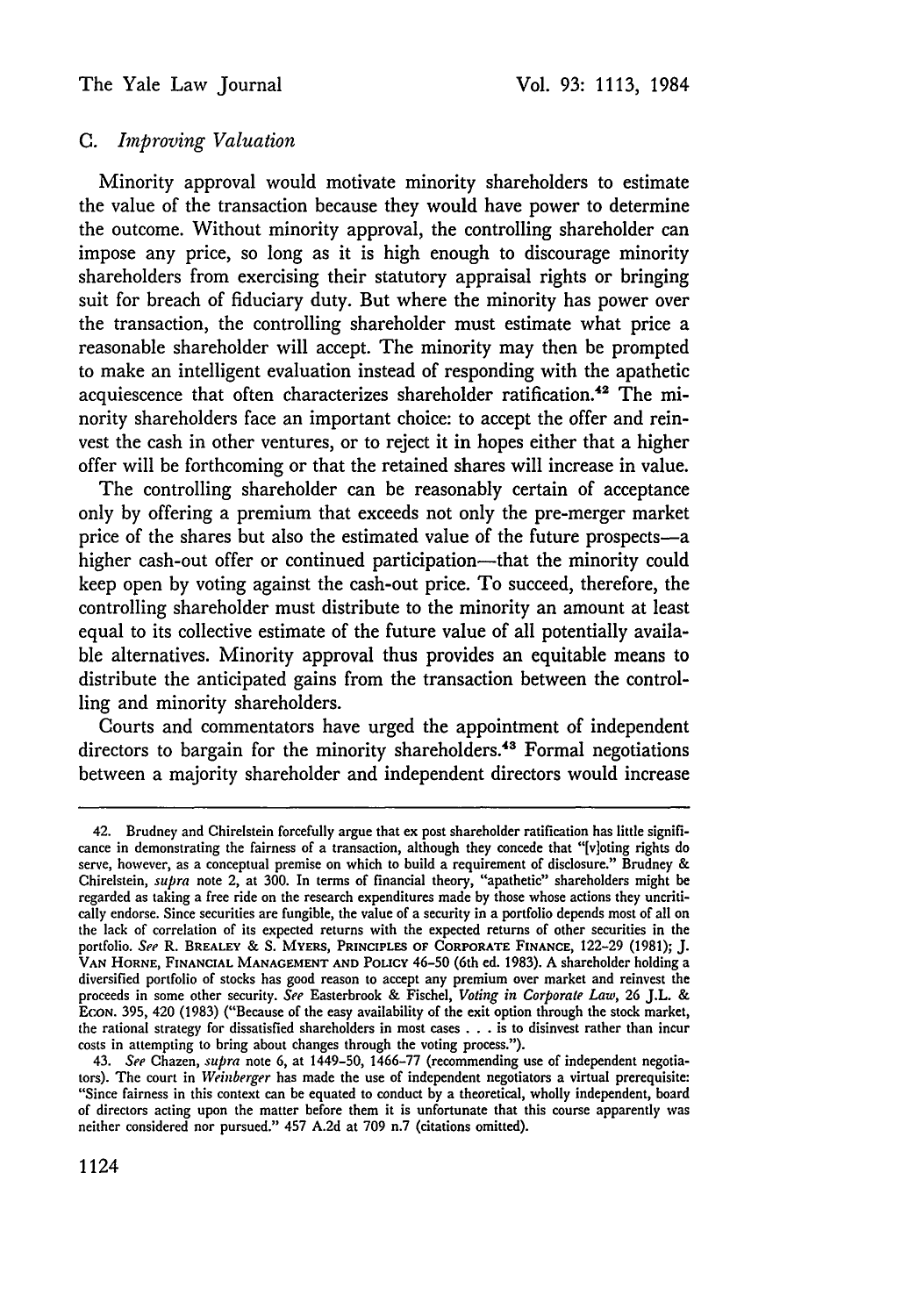### C. *Improving Valuation*

Minority approval would motivate minority shareholders to estimate the value of the transaction because they would have power to determine the outcome. Without minority approval, the controlling shareholder can impose any price, so long as it is high enough to discourage minority shareholders from exercising their statutory appraisal rights or bringing suit for breach of fiduciary duty. But where the minority has power over the transaction, the controlling shareholder must estimate what price a reasonable shareholder will accept. The minority may then be prompted to make an intelligent evaluation instead of responding with the apathetic acquiescence that often characterizes shareholder ratification.[42] The minority shareholders face an important choice: to accept the offer and reinvest the cash in other ventures, or to reject it in hopes either that a higher offer will be forthcoming or that the retained shares will increase in value.

The controlling shareholder can be reasonably certain of acceptance only by offering a premium that exceeds not only the pre-merger market price of the shares but also the estimated value of the future prospects—a higher cash-out offer or continued participation—that the minority could keep open by voting against the cash-out price. To succeed, therefore, the controlling shareholder must distribute to the minority an amount at least equal to its collective estimate of the future value of all potentially available alternatives. Minority approval thus provides an equitable means to distribute the anticipated gains from the transaction between the controlling and minority shareholders.

Courts and commentators have urged the appointment of independent directors to bargain for the minority shareholders.[43] Formal negotiations between a majority shareholder and independent directors would increase

---

42. Brudney and Chirelstein forcefully argue that ex post shareholder ratification has little significance in demonstrating the fairness of a transaction, although they concede that "[v]oting rights do serve, however, as a conceptual premise on which to build a requirement of disclosure." Brudney & Chirelstein, *supra* note 2, at 300. In terms of financial theory, "apathetic" shareholders might be regarded as taking a free ride on the research expenditures made by those whose actions they uncritically endorse. Since securities are fungible, the value of a security in a portfolio depends most of all on the lack of correlation of its expected returns with the expected returns of other securities in the portfolio. *See* R. BREALEY & S. MYERS, PRINCIPLES OF CORPORATE FINANCE, 122-29 (1981); J. VAN HORNE, FINANCIAL MANAGEMENT AND POLICY 46-50 (6th ed. 1983). A shareholder holding a diversified portfolio of stocks has good reason to accept any premium over market and reinvest the proceeds in some other security. *See* Easterbrook & Fischel, *Voting in Corporate Law*, 26 J.L. & ECON. 395, 420 (1983) ("Because of the easy availability of the exit option through the stock market, the rational strategy for dissatisfied shareholders in most cases . . . is to disinvest rather than incur costs in attempting to bring about changes through the voting process.").

43. *See* Chazen, *supra* note 6, at 1449-50, 1466-77 (recommending use of independent negotiators). The court in *Weinberger* has made the use of independent negotiators a virtual prerequisite: "Since fairness in this context can be equated to conduct by a theoretical, wholly independent, board of directors acting upon the matter before them it is unfortunate that this course apparently was neither considered nor pursued." 457 A.2d at 709 n.7 (citations omitted).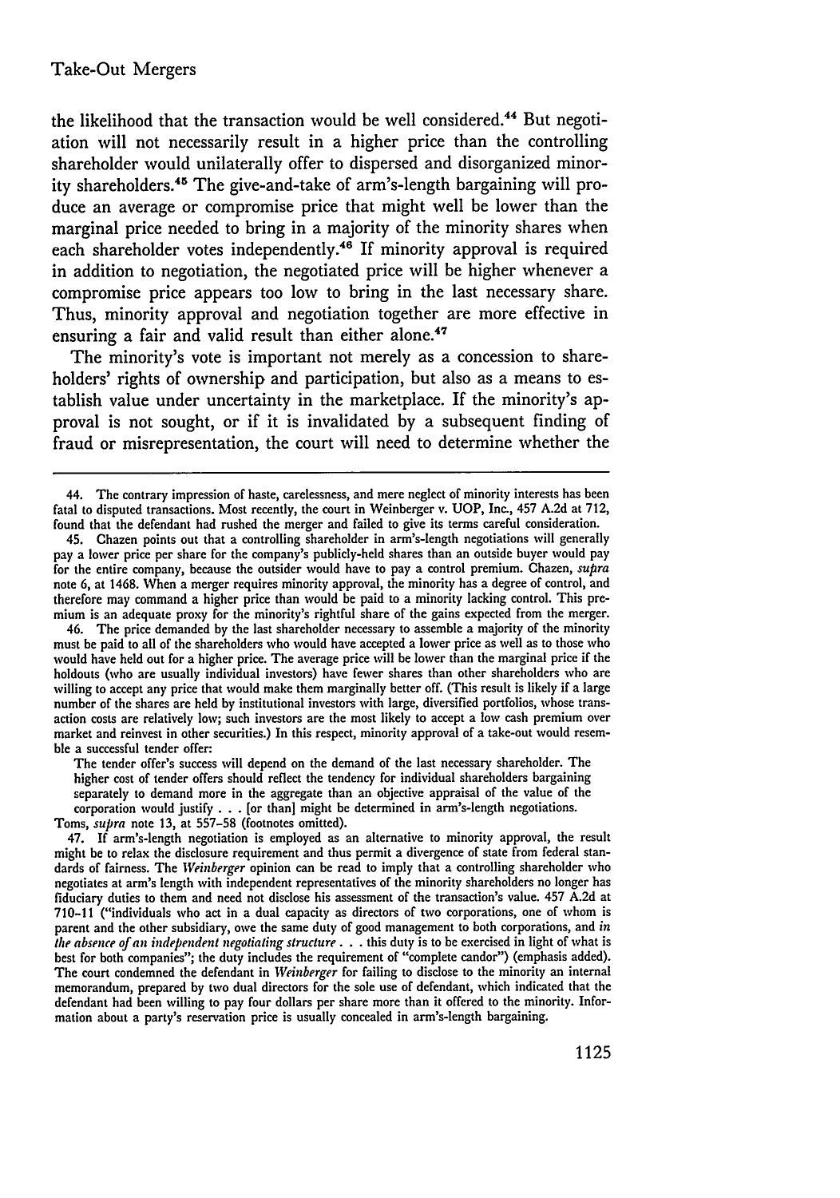the likelihood that the transaction would be well considered.[44] But negotiation will not necessarily result in a higher price than the controlling shareholder would unilaterally offer to dispersed and disorganized minority shareholders.[45] The give-and-take of arm's-length bargaining will produce an average or compromise price that might well be lower than the marginal price needed to bring in a majority of the minority shares when each shareholder votes independently.[46] If minority approval is required in addition to negotiation, the negotiated price will be higher whenever a compromise price appears too low to bring in the last necessary share. Thus, minority approval and negotiation together are more effective in ensuring a fair and valid result than either alone.[47]

The minority's vote is important not merely as a concession to shareholders' rights of ownership and participation, but also as a means to establish value under uncertainty in the marketplace. If the minority's approval is not sought, or if it is invalidated by a subsequent finding of fraud or misrepresentation, the court will need to determine whether the

---

44. The contrary impression of haste, carelessness, and mere neglect of minority interests has been fatal to disputed transactions. Most recently, the court in Weinberger v. UOP, Inc., 457 A.2d at 712, found that the defendant had rushed the merger and failed to give its terms careful consideration.

45. Chazen points out that a controlling shareholder in arm's-length negotiations will generally pay a lower price per share for the company's publicly-held shares than an outside buyer would pay for the entire company, because the outsider would have to pay a control premium. Chazen, *supra* note 6, at 1468. When a merger requires minority approval, the minority has a degree of control, and therefore may command a higher price than would be paid to a minority lacking control. This premium is an adequate proxy for the minority's rightful share of the gains expected from the merger.

46. The price demanded by the last shareholder necessary to assemble a majority of the minority must be paid to all of the shareholders who would have accepted a lower price as well as to those who would have held out for a higher price. The average price will be lower than the marginal price if the holdouts (who are usually individual investors) have fewer shares than other shareholders who are willing to accept any price that would make them marginally better off. (This result is likely if a large number of the shares are held by institutional investors with large, diversified portfolios, whose transaction costs are relatively low; such investors are the most likely to accept a low cash premium over market and reinvest in other securities.) In this respect, minority approval of a take-out would resemble a successful tender offer:

> The tender offer's success will depend on the demand of the last necessary shareholder. The higher cost of tender offers should reflect the tendency for individual shareholders bargaining separately to demand more in the aggregate than an objective appraisal of the value of the corporation would justify . . . [or than] might be determined in arm's-length negotiations.

Toms, *supra* note 13, at 557–58 (footnotes omitted).

47. If arm's-length negotiation is employed as an alternative to minority approval, the result might be to relax the disclosure requirement and thus permit a divergence of state from federal standards of fairness. The *Weinberger* opinion can be read to imply that a controlling shareholder who negotiates at arm's length with independent representatives of the minority shareholders no longer has fiduciary duties to them and need not disclose his assessment of the transaction's value. 457 A.2d at 710–11 ("individuals who act in a dual capacity as directors of two corporations, one of whom is parent and the other subsidiary, owe the same duty of good management to both corporations, and *in the absence of an independent negotiating structure* . . . this duty is to be exercised in light of what is best for both companies"; the duty includes the requirement of "complete candor") (emphasis added). The court condemned the defendant in *Weinberger* for failing to disclose to the minority an internal memorandum, prepared by two dual directors for the sole use of defendant, which indicated that the defendant had been willing to pay four dollars per share more than it offered to the minority. Information about a party's reservation price is usually concealed in arm's-length bargaining.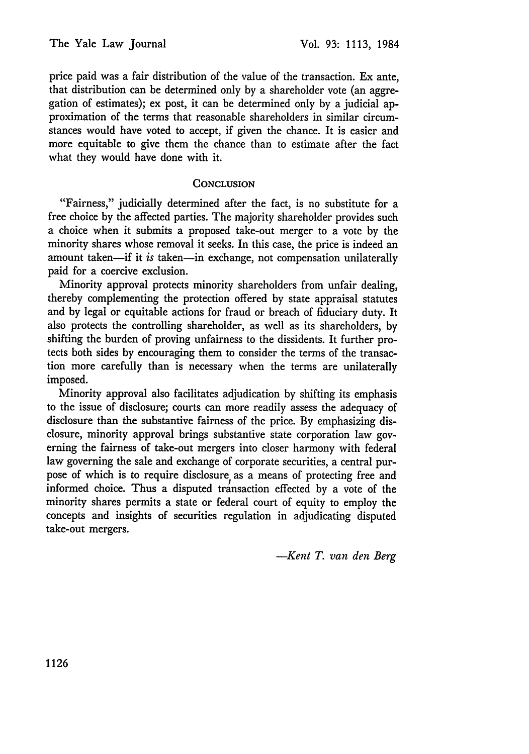price paid was a fair distribution of the value of the transaction. Ex ante, that distribution can be determined only by a shareholder vote (an aggregation of estimates); ex post, it can be determined only by a judicial approximation of the terms that reasonable shareholders in similar circumstances would have voted to accept, if given the chance. It is easier and more equitable to give them the chance than to estimate after the fact what they would have done with it.

## CONCLUSION

"Fairness," judicially determined after the fact, is no substitute for a free choice by the affected parties. The majority shareholder provides such a choice when it submits a proposed take-out merger to a vote by the minority shares whose removal it seeks. In this case, the price is indeed an amount taken—if it *is* taken—in exchange, not compensation unilaterally paid for a coercive exclusion.

Minority approval protects minority shareholders from unfair dealing, thereby complementing the protection offered by state appraisal statutes and by legal or equitable actions for fraud or breach of fiduciary duty. It also protects the controlling shareholder, as well as its shareholders, by shifting the burden of proving unfairness to the dissidents. It further protects both sides by encouraging them to consider the terms of the transaction more carefully than is necessary when the terms are unilaterally imposed.

Minority approval also facilitates adjudication by shifting its emphasis to the issue of disclosure; courts can more readily assess the adequacy of disclosure than the substantive fairness of the price. By emphasizing disclosure, minority approval brings substantive state corporation law governing the fairness of take-out mergers into closer harmony with federal law governing the sale and exchange of corporate securities, a central purpose of which is to require disclosure as a means of protecting free and informed choice. Thus a disputed transaction effected by a vote of the minority shares permits a state or federal court of equity to employ the concepts and insights of securities regulation in adjudicating disputed take-out mergers.

*—Kent T. van den Berg*